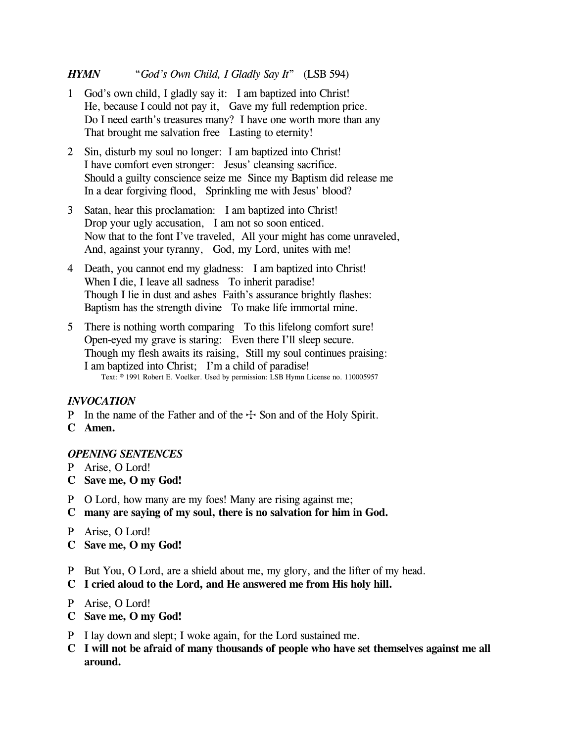***HYMN*** *"God's Own Child, I Gladly Say It"* (LSB 594)

1 God's own child, I gladly say it: I am baptized into Christ!
He, because I could not pay it, Gave my full redemption price.
Do I need earth's treasures many? I have one worth more than any
That brought me salvation free Lasting to eternity!

2 Sin, disturb my soul no longer: I am baptized into Christ!
I have comfort even stronger: Jesus' cleansing sacrifice.
Should a guilty conscience seize me Since my Baptism did release me
In a dear forgiving flood, Sprinkling me with Jesus' blood?

3 Satan, hear this proclamation: I am baptized into Christ!
Drop your ugly accusation, I am not so soon enticed.
Now that to the font I've traveled, All your might has come unraveled,
And, against your tyranny, God, my Lord, unites with me!

4 Death, you cannot end my gladness: I am baptized into Christ!
When I die, I leave all sadness To inherit paradise!
Though I lie in dust and ashes Faith's assurance brightly flashes:
Baptism has the strength divine To make life immortal mine.

5 There is nothing worth comparing To this lifelong comfort sure!
Open-eyed my grave is staring: Even there I'll sleep secure.
Though my flesh awaits its raising, Still my soul continues praising:
I am baptized into Christ; I'm a child of paradise!

Text: © 1991 Robert E. Voelker. Used by permission: LSB Hymn License no. 110005957

***INVOCATION***

P In the name of the Father and of the ☩ Son and of the Holy Spirit.
**C Amen.**

***OPENING SENTENCES***

P Arise, O Lord!
**C Save me, O my God!**

P O Lord, how many are my foes! Many are rising against me;
**C many are saying of my soul, there is no salvation for him in God.**

P Arise, O Lord!
**C Save me, O my God!**

P But You, O Lord, are a shield about me, my glory, and the lifter of my head.
**C I cried aloud to the Lord, and He answered me from His holy hill.**

P Arise, O Lord!
**C Save me, O my God!**

P I lay down and slept; I woke again, for the Lord sustained me.
**C I will not be afraid of many thousands of people who have set themselves against me all around.**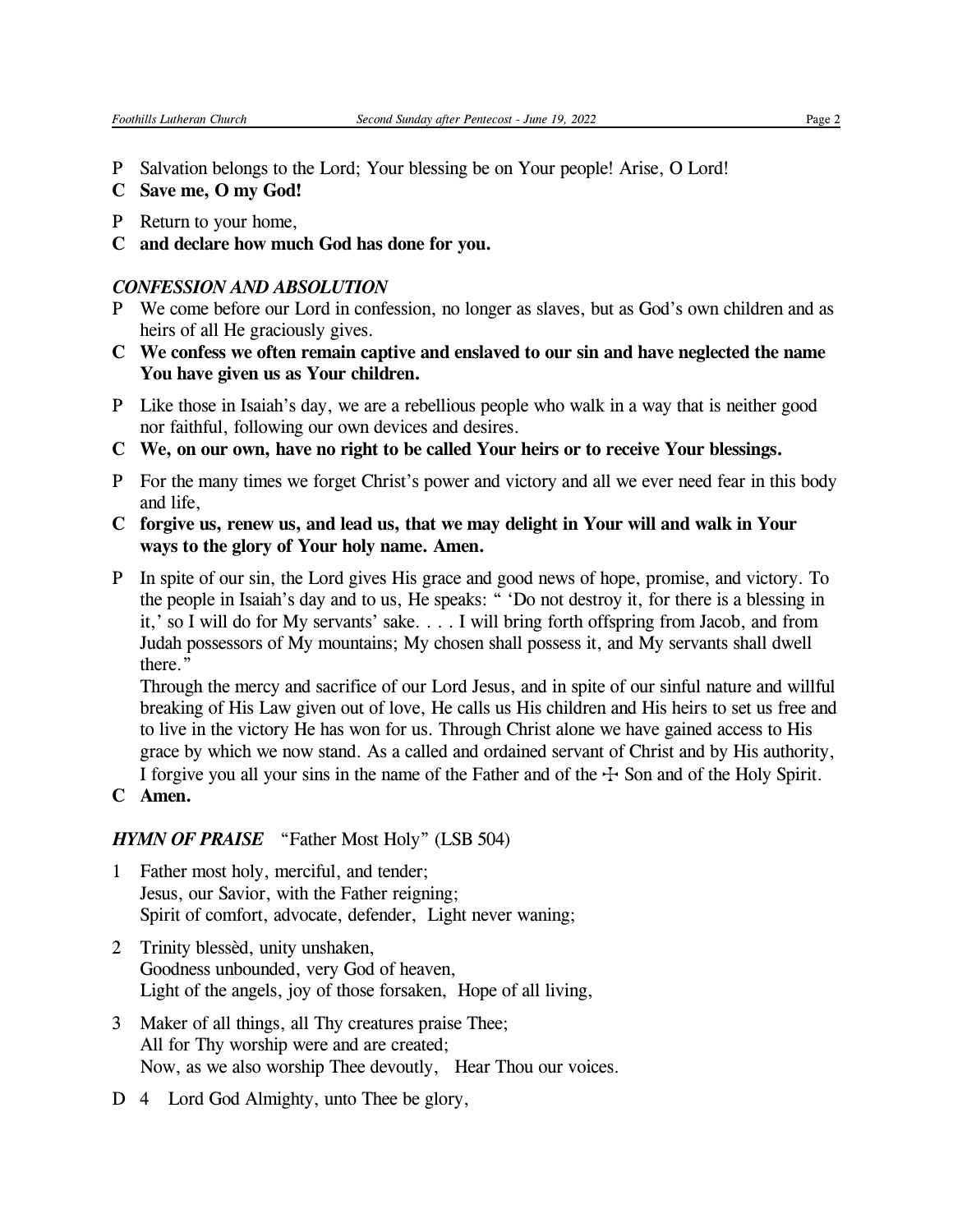P Salvation belongs to the Lord; Your blessing be on Your people! Arise, O Lord!

**C Save me, O my God!**

P Return to your home,

**C and declare how much God has done for you.**

***CONFESSION AND ABSOLUTION***

P We come before our Lord in confession, no longer as slaves, but as God's own children and as heirs of all He graciously gives.

**C We confess we often remain captive and enslaved to our sin and have neglected the name You have given us as Your children.**

P Like those in Isaiah's day, we are a rebellious people who walk in a way that is neither good nor faithful, following our own devices and desires.

**C We, on our own, have no right to be called Your heirs or to receive Your blessings.**

P For the many times we forget Christ's power and victory and all we ever need fear in this body and life,

**C forgive us, renew us, and lead us, that we may delight in Your will and walk in Your ways to the glory of Your holy name. Amen.**

P In spite of our sin, the Lord gives His grace and good news of hope, promise, and victory. To the people in Isaiah's day and to us, He speaks: " 'Do not destroy it, for there is a blessing in it,' so I will do for My servants' sake. . . . I will bring forth offspring from Jacob, and from Judah possessors of My mountains; My chosen shall possess it, and My servants shall dwell there."
Through the mercy and sacrifice of our Lord Jesus, and in spite of our sinful nature and willful breaking of His Law given out of love, He calls us His children and His heirs to set us free and to live in the victory He has won for us. Through Christ alone we have gained access to His grace by which we now stand. As a called and ordained servant of Christ and by His authority, I forgive you all your sins in the name of the Father and of the ☩ Son and of the Holy Spirit.

**C Amen.**

***HYMN OF PRAISE*** "Father Most Holy" (LSB 504)

1 Father most holy, merciful, and tender;
Jesus, our Savior, with the Father reigning;
Spirit of comfort, advocate, defender, Light never waning;

2 Trinity blessèd, unity unshaken,
Goodness unbounded, very God of heaven,
Light of the angels, joy of those forsaken, Hope of all living,

3 Maker of all things, all Thy creatures praise Thee;
All for Thy worship were and are created;
Now, as we also worship Thee devoutly, Hear Thou our voices.

D 4 Lord God Almighty, unto Thee be glory,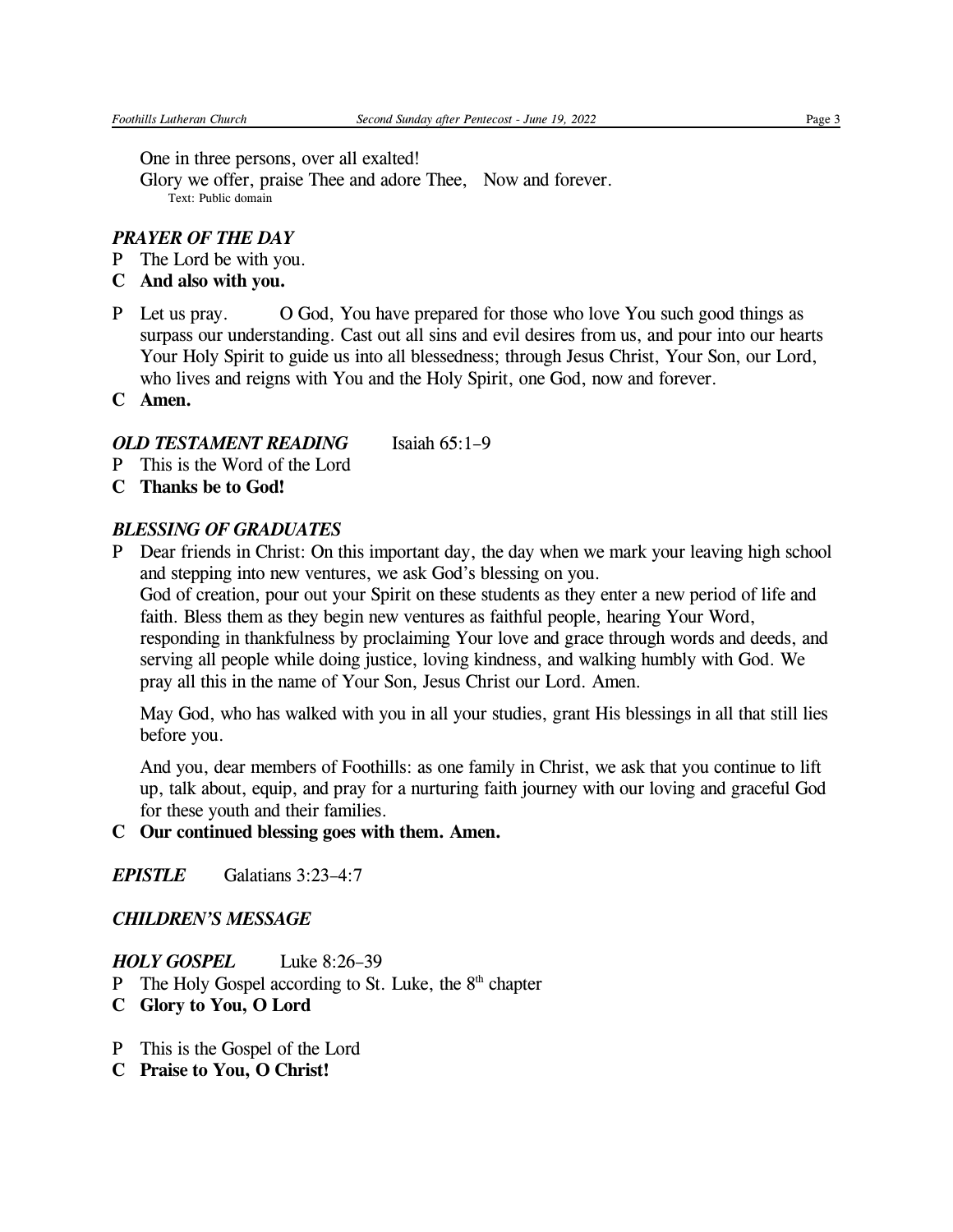One in three persons, over all exalted!
Glory we offer, praise Thee and adore Thee,   Now and forever.
Text: Public domain

***PRAYER OF THE DAY***

P  The Lord be with you.

**C  And also with you.**

P  Let us pray.    O God, You have prepared for those who love You such good things as surpass our understanding. Cast out all sins and evil desires from us, and pour into our hearts Your Holy Spirit to guide us into all blessedness; through Jesus Christ, Your Son, our Lord, who lives and reigns with You and the Holy Spirit, one God, now and forever.

**C  Amen.**

***OLD TESTAMENT READING***    Isaiah 65:1–9

P  This is the Word of the Lord

**C  Thanks be to God!**

***BLESSING OF GRADUATES***

P  Dear friends in Christ: On this important day, the day when we mark your leaving high school and stepping into new ventures, we ask God's blessing on you.
God of creation, pour out your Spirit on these students as they enter a new period of life and faith. Bless them as they begin new ventures as faithful people, hearing Your Word, responding in thankfulness by proclaiming Your love and grace through words and deeds, and serving all people while doing justice, loving kindness, and walking humbly with God. We pray all this in the name of Your Son, Jesus Christ our Lord. Amen.

May God, who has walked with you in all your studies, grant His blessings in all that still lies before you.

And you, dear members of Foothills: as one family in Christ, we ask that you continue to lift up, talk about, equip, and pray for a nurturing faith journey with our loving and graceful God for these youth and their families.

**C  Our continued blessing goes with them. Amen.**

***EPISTLE***    Galatians 3:23–4:7

***CHILDREN'S MESSAGE***

***HOLY GOSPEL***    Luke 8:26–39

P  The Holy Gospel according to St. Luke, the 8th chapter

**C  Glory to You, O Lord**

P  This is the Gospel of the Lord

**C  Praise to You, O Christ!**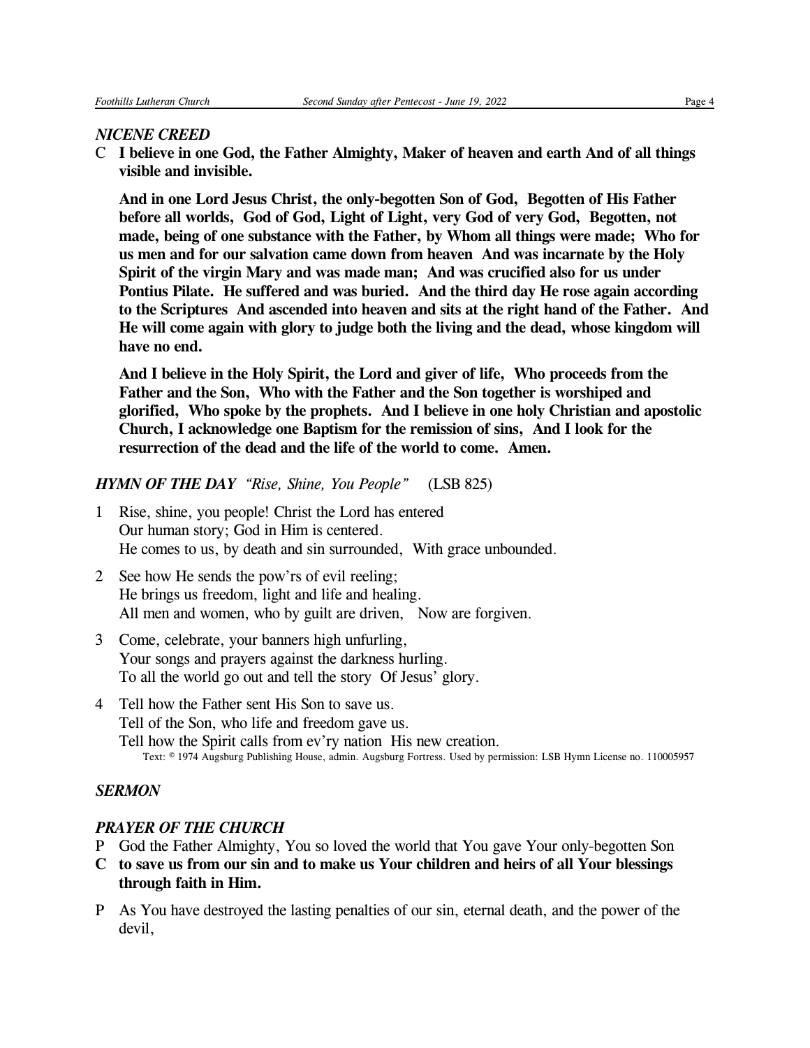***NICENE CREED***

C **I believe in one God, the Father Almighty, Maker of heaven and earth And of all things visible and invisible.**

**And in one Lord Jesus Christ, the only-begotten Son of God, Begotten of His Father before all worlds, God of God, Light of Light, very God of very God, Begotten, not made, being of one substance with the Father, by Whom all things were made; Who for us men and for our salvation came down from heaven And was incarnate by the Holy Spirit of the virgin Mary and was made man; And was crucified also for us under Pontius Pilate. He suffered and was buried. And the third day He rose again according to the Scriptures And ascended into heaven and sits at the right hand of the Father. And He will come again with glory to judge both the living and the dead, whose kingdom will have no end.**

**And I believe in the Holy Spirit, the Lord and giver of life, Who proceeds from the Father and the Son, Who with the Father and the Son together is worshiped and glorified, Who spoke by the prophets. And I believe in one holy Christian and apostolic Church, I acknowledge one Baptism for the remission of sins, And I look for the resurrection of the dead and the life of the world to come. Amen.**

***HYMN OF THE DAY*** *"Rise, Shine, You People"* (LSB 825)

1 Rise, shine, you people! Christ the Lord has entered
Our human story; God in Him is centered.
He comes to us, by death and sin surrounded, With grace unbounded.

2 See how He sends the pow'rs of evil reeling;
He brings us freedom, light and life and healing.
All men and women, who by guilt are driven, Now are forgiven.

3 Come, celebrate, your banners high unfurling,
Your songs and prayers against the darkness hurling.
To all the world go out and tell the story Of Jesus' glory.

4 Tell how the Father sent His Son to save us.
Tell of the Son, who life and freedom gave us.
Tell how the Spirit calls from ev'ry nation His new creation.

Text: © 1974 Augsburg Publishing House, admin. Augsburg Fortress. Used by permission: LSB Hymn License no. 110005957

***SERMON***

***PRAYER OF THE CHURCH***

P God the Father Almighty, You so loved the world that You gave Your only-begotten Son

**C to save us from our sin and to make us Your children and heirs of all Your blessings through faith in Him.**

P As You have destroyed the lasting penalties of our sin, eternal death, and the power of the devil,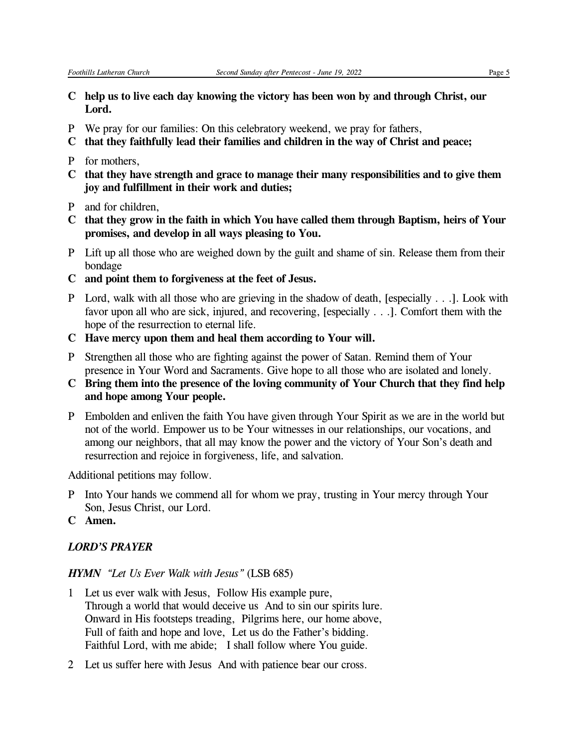**C help us to live each day knowing the victory has been won by and through Christ, our Lord.**

P We pray for our families: On this celebratory weekend, we pray for fathers,

**C that they faithfully lead their families and children in the way of Christ and peace;**

P for mothers,

**C that they have strength and grace to manage their many responsibilities and to give them joy and fulfillment in their work and duties;**

P and for children,

**C that they grow in the faith in which You have called them through Baptism, heirs of Your promises, and develop in all ways pleasing to You.**

P Lift up all those who are weighed down by the guilt and shame of sin. Release them from their bondage

**C and point them to forgiveness at the feet of Jesus.**

P Lord, walk with all those who are grieving in the shadow of death, [especially . . .]. Look with favor upon all who are sick, injured, and recovering, [especially . . .]. Comfort them with the hope of the resurrection to eternal life.

**C Have mercy upon them and heal them according to Your will.**

P Strengthen all those who are fighting against the power of Satan. Remind them of Your presence in Your Word and Sacraments. Give hope to all those who are isolated and lonely.

**C Bring them into the presence of the loving community of Your Church that they find help and hope among Your people.**

P Embolden and enliven the faith You have given through Your Spirit as we are in the world but not of the world. Empower us to be Your witnesses in our relationships, our vocations, and among our neighbors, that all may know the power and the victory of Your Son's death and resurrection and rejoice in forgiveness, life, and salvation.

Additional petitions may follow.

P Into Your hands we commend all for whom we pray, trusting in Your mercy through Your Son, Jesus Christ, our Lord.

**C Amen.**

***LORD'S PRAYER***

***HYMN*** *"Let Us Ever Walk with Jesus"* (LSB 685)

1 Let us ever walk with Jesus, Follow His example pure,
Through a world that would deceive us And to sin our spirits lure.
Onward in His footsteps treading, Pilgrims here, our home above,
Full of faith and hope and love, Let us do the Father's bidding.
Faithful Lord, with me abide; I shall follow where You guide.

2 Let us suffer here with Jesus And with patience bear our cross.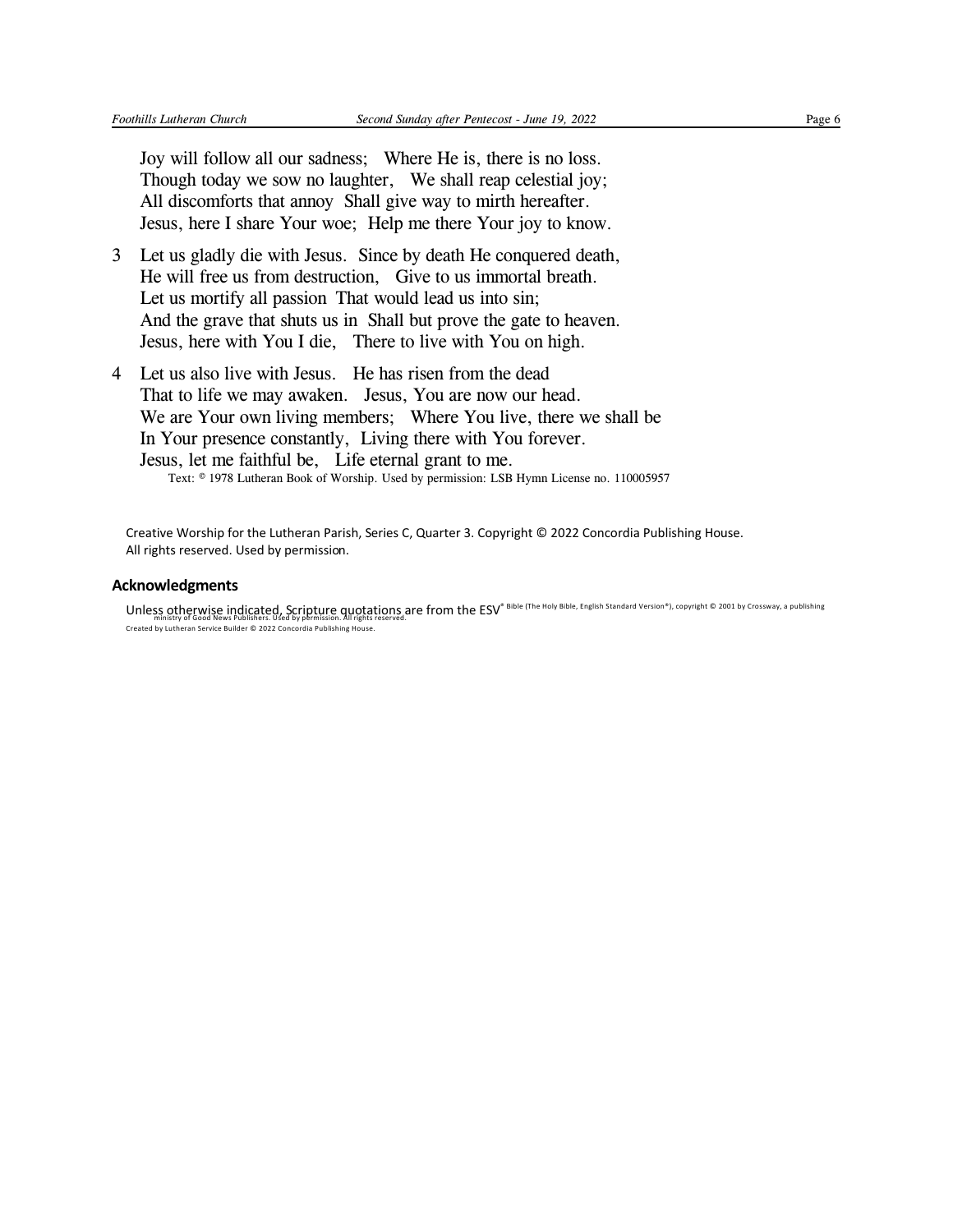Joy will follow all our sadness; Where He is, there is no loss.
Though today we sow no laughter, We shall reap celestial joy;
All discomforts that annoy Shall give way to mirth hereafter.
Jesus, here I share Your woe; Help me there Your joy to know.

3 Let us gladly die with Jesus. Since by death He conquered death,
He will free us from destruction, Give to us immortal breath.
Let us mortify all passion That would lead us into sin;
And the grave that shuts us in Shall but prove the gate to heaven.
Jesus, here with You I die, There to live with You on high.

4 Let us also live with Jesus. He has risen from the dead
That to life we may awaken. Jesus, You are now our head.
We are Your own living members; Where You live, there we shall be
In Your presence constantly, Living there with You forever.
Jesus, let me faithful be, Life eternal grant to me.

Text: © 1978 Lutheran Book of Worship. Used by permission: LSB Hymn License no. 110005957

Creative Worship for the Lutheran Parish, Series C, Quarter 3. Copyright © 2022 Concordia Publishing House. All rights reserved. Used by permission.

## Acknowledgments

Unless otherwise indicated, Scripture quotations are from the ESV® Bible (The Holy Bible, English Standard Version®), copyright © 2001 by Crossway, a publishing ministry of Good News Publishers. Used by permission. All rights reserved.

Created by Lutheran Service Builder © 2022 Concordia Publishing House.